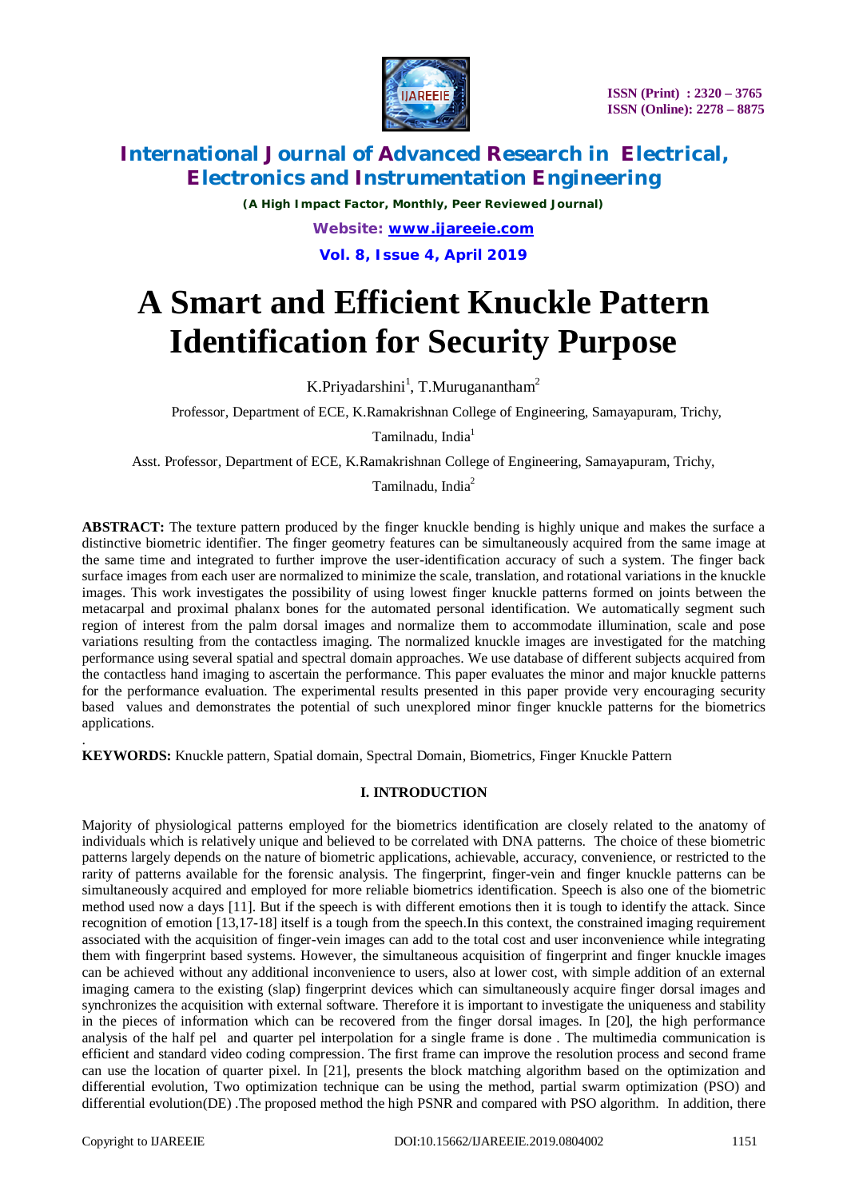# International Journal of Advanced Research in Electrical, Electronics and Instrumentation Engineering

*(A High Impact Factor, Monthly, Peer Reviewed Journal)*

**Website: www.ijareeie.com**

**Vol. 8, Issue 4, April 2019**

ISSN (Print) : 2320 – 3765
ISSN (Online): 2278 – 8875

# A Smart and Efficient Knuckle Pattern Identification for Security Purpose

K.Priyadarshini[1], T.Muruganantham[2]

Professor, Department of ECE, K.Ramakrishnan College of Engineering, Samayapuram, Trichy, Tamilnadu, India[1]

Asst. Professor, Department of ECE, K.Ramakrishnan College of Engineering, Samayapuram, Trichy, Tamilnadu, India[2]

**ABSTRACT:** The texture pattern produced by the finger knuckle bending is highly unique and makes the surface a distinctive biometric identifier. The finger geometry features can be simultaneously acquired from the same image at the same time and integrated to further improve the user-identification accuracy of such a system. The finger back surface images from each user are normalized to minimize the scale, translation, and rotational variations in the knuckle images. This work investigates the possibility of using lowest finger knuckle patterns formed on joints between the metacarpal and proximal phalanx bones for the automated personal identification. We automatically segment such region of interest from the palm dorsal images and normalize them to accommodate illumination, scale and pose variations resulting from the contactless imaging. The normalized knuckle images are investigated for the matching performance using several spatial and spectral domain approaches. We use database of different subjects acquired from the contactless hand imaging to ascertain the performance. This paper evaluates the minor and major knuckle patterns for the performance evaluation. The experimental results presented in this paper provide very encouraging security based values and demonstrates the potential of such unexplored minor finger knuckle patterns for the biometrics applications.

.

**KEYWORDS:** Knuckle pattern, Spatial domain, Spectral Domain, Biometrics, Finger Knuckle Pattern

## I. INTRODUCTION

Majority of physiological patterns employed for the biometrics identification are closely related to the anatomy of individuals which is relatively unique and believed to be correlated with DNA patterns. The choice of these biometric patterns largely depends on the nature of biometric applications, achievable, accuracy, convenience, or restricted to the rarity of patterns available for the forensic analysis. The fingerprint, finger-vein and finger knuckle patterns can be simultaneously acquired and employed for more reliable biometrics identification. Speech is also one of the biometric method used now a days [11]. But if the speech is with different emotions then it is tough to identify the attack. Since recognition of emotion [13,17-18] itself is a tough from the speech.In this context, the constrained imaging requirement associated with the acquisition of finger-vein images can add to the total cost and user inconvenience while integrating them with fingerprint based systems. However, the simultaneous acquisition of fingerprint and finger knuckle images can be achieved without any additional inconvenience to users, also at lower cost, with simple addition of an external imaging camera to the existing (slap) fingerprint devices which can simultaneously acquire finger dorsal images and synchronizes the acquisition with external software. Therefore it is important to investigate the uniqueness and stability in the pieces of information which can be recovered from the finger dorsal images. In [20], the high performance analysis of the half pel and quarter pel interpolation for a single frame is done . The multimedia communication is efficient and standard video coding compression. The first frame can improve the resolution process and second frame can use the location of quarter pixel. In [21], presents the block matching algorithm based on the optimization and differential evolution, Two optimization technique can be using the method, partial swarm optimization (PSO) and differential evolution(DE) .The proposed method the high PSNR and compared with PSO algorithm. In addition, there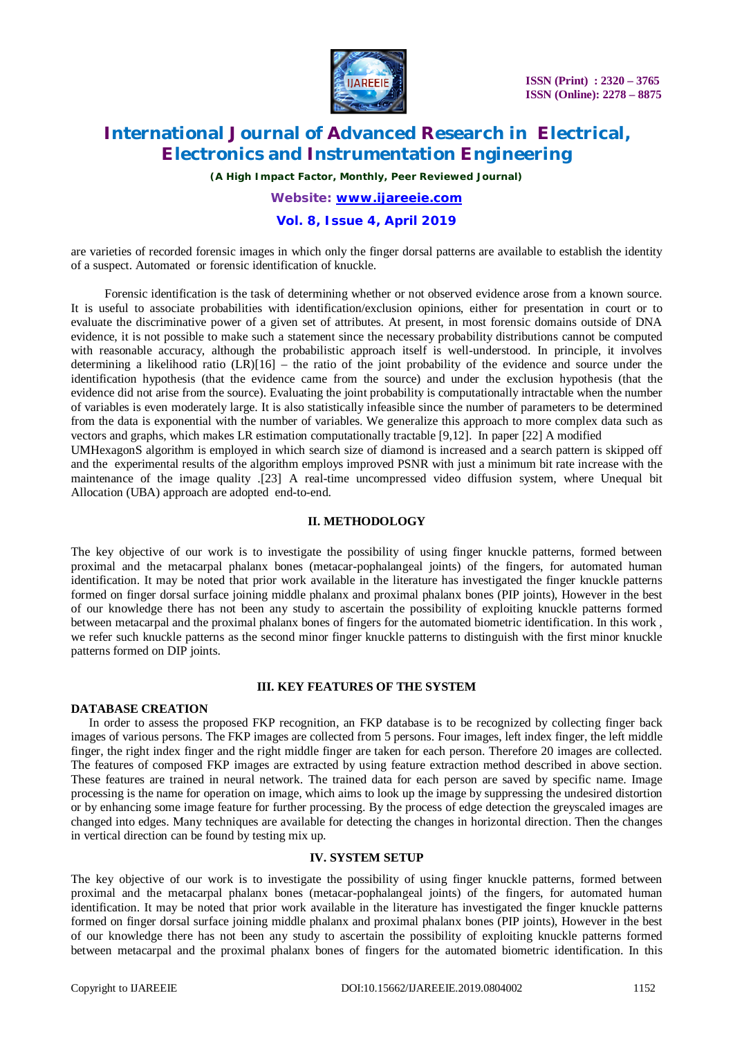are varieties of recorded forensic images in which only the finger dorsal patterns are available to establish the identity of a suspect. Automated or forensic identification of knuckle.

Forensic identification is the task of determining whether or not observed evidence arose from a known source. It is useful to associate probabilities with identification/exclusion opinions, either for presentation in court or to evaluate the discriminative power of a given set of attributes. At present, in most forensic domains outside of DNA evidence, it is not possible to make such a statement since the necessary probability distributions cannot be computed with reasonable accuracy, although the probabilistic approach itself is well-understood. In principle, it involves determining a likelihood ratio (LR)[16] – the ratio of the joint probability of the evidence and source under the identification hypothesis (that the evidence came from the source) and under the exclusion hypothesis (that the evidence did not arise from the source). Evaluating the joint probability is computationally intractable when the number of variables is even moderately large. It is also statistically infeasible since the number of parameters to be determined from the data is exponential with the number of variables. We generalize this approach to more complex data such as vectors and graphs, which makes LR estimation computationally tractable [9,12]. In paper [22] A modified UMHexagonS algorithm is employed in which search size of diamond is increased and a search pattern is skipped off and the experimental results of the algorithm employs improved PSNR with just a minimum bit rate increase with the maintenance of the image quality .[23] A real-time uncompressed video diffusion system, where Unequal bit Allocation (UBA) approach are adopted end-to-end.

## II. METHODOLOGY

The key objective of our work is to investigate the possibility of using finger knuckle patterns, formed between proximal and the metacarpal phalanx bones (metacar-pophalangeal joints) of the fingers, for automated human identification. It may be noted that prior work available in the literature has investigated the finger knuckle patterns formed on finger dorsal surface joining middle phalanx and proximal phalanx bones (PIP joints), However in the best of our knowledge there has not been any study to ascertain the possibility of exploiting knuckle patterns formed between metacarpal and the proximal phalanx bones of fingers for the automated biometric identification. In this work , we refer such knuckle patterns as the second minor finger knuckle patterns to distinguish with the first minor knuckle patterns formed on DIP joints.

## III. KEY FEATURES OF THE SYSTEM

### DATABASE CREATION

In order to assess the proposed FKP recognition, an FKP database is to be recognized by collecting finger back images of various persons. The FKP images are collected from 5 persons. Four images, left index finger, the left middle finger, the right index finger and the right middle finger are taken for each person. Therefore 20 images are collected. The features of composed FKP images are extracted by using feature extraction method described in above section. These features are trained in neural network. The trained data for each person are saved by specific name. Image processing is the name for operation on image, which aims to look up the image by suppressing the undesired distortion or by enhancing some image feature for further processing. By the process of edge detection the greyscaled images are changed into edges. Many techniques are available for detecting the changes in horizontal direction. Then the changes in vertical direction can be found by testing mix up.

## IV. SYSTEM SETUP

The key objective of our work is to investigate the possibility of using finger knuckle patterns, formed between proximal and the metacarpal phalanx bones (metacar-pophalangeal joints) of the fingers, for automated human identification. It may be noted that prior work available in the literature has investigated the finger knuckle patterns formed on finger dorsal surface joining middle phalanx and proximal phalanx bones (PIP joints), However in the best of our knowledge there has not been any study to ascertain the possibility of exploiting knuckle patterns formed between metacarpal and the proximal phalanx bones of fingers for the automated biometric identification. In this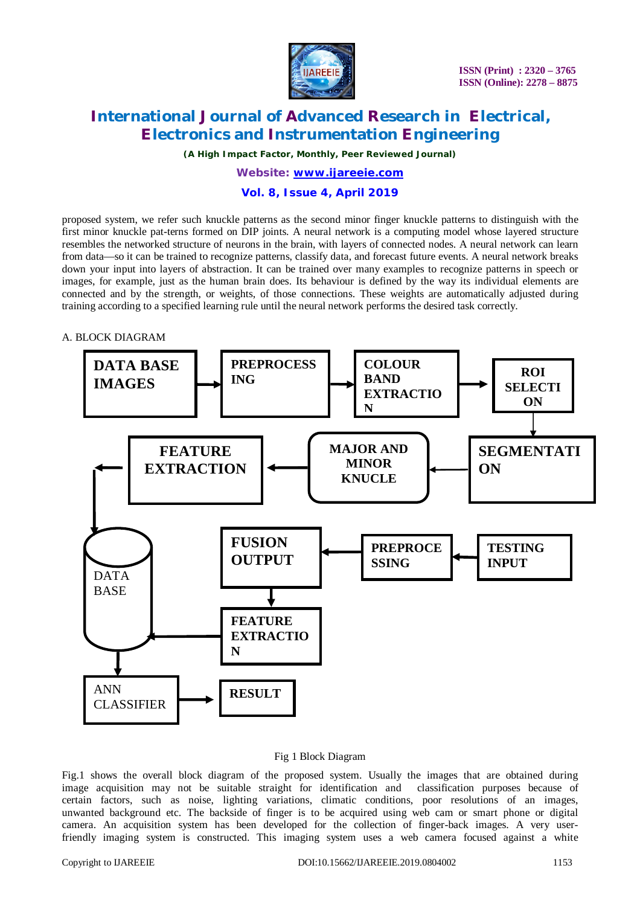proposed system, we refer such knuckle patterns as the second minor finger knuckle patterns to distinguish with the first minor knuckle pat-terns formed on DIP joints. A neural network is a computing model whose layered structure resembles the networked structure of neurons in the brain, with layers of connected nodes. A neural network can learn from data—so it can be trained to recognize patterns, classify data, and forecast future events. A neural network breaks down your input into layers of abstraction. It can be trained over many examples to recognize patterns in speech or images, for example, just as the human brain does. Its behaviour is defined by the way its individual elements are connected and by the strength, or weights, of those connections. These weights are automatically adjusted during training according to a specified learning rule until the neural network performs the desired task correctly.

A. BLOCK DIAGRAM

DATA BASE IMAGES → PREPROCESSING → COLOUR BAND EXTRACTION → ROI SELECTION → SEGMENTATION → MAJOR AND MINOR KNUCLE → FEATURE EXTRACTION → DATA BASE

TESTING INPUT → PREPROCESSING → FUSION OUTPUT → FEATURE EXTRACTION → DATA BASE

DATA BASE → ANN CLASSIFIER → RESULT

Fig 1 Block Diagram

Fig.1 shows the overall block diagram of the proposed system. Usually the images that are obtained during image acquisition may not be suitable straight for identification and classification purposes because of certain factors, such as noise, lighting variations, climatic conditions, poor resolutions of an images, unwanted background etc. The backside of finger is to be acquired using web cam or smart phone or digital camera. An acquisition system has been developed for the collection of finger-back images. A very user-friendly imaging system is constructed. This imaging system uses a web camera focused against a white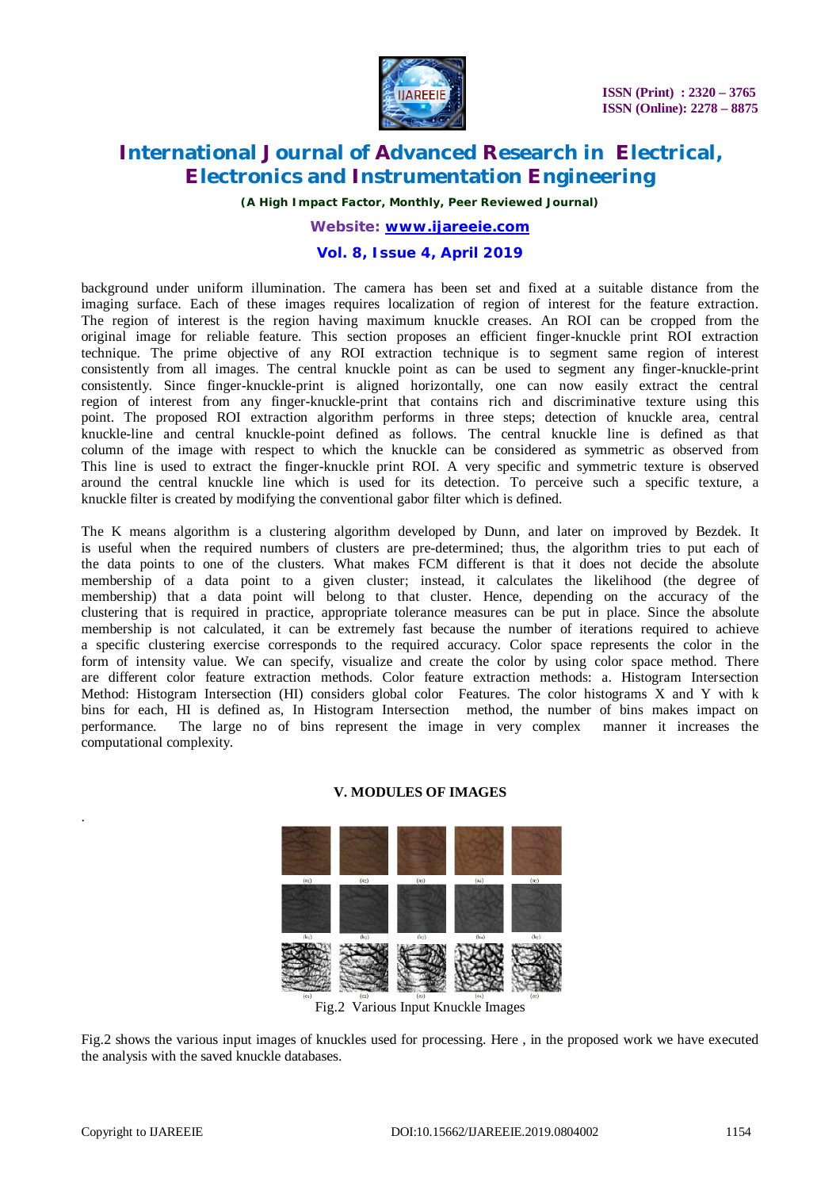background under uniform illumination. The camera has been set and fixed at a suitable distance from the imaging surface. Each of these images requires localization of region of interest for the feature extraction. The region of interest is the region having maximum knuckle creases. An ROI can be cropped from the original image for reliable feature. This section proposes an efficient finger-knuckle print ROI extraction technique. The prime objective of any ROI extraction technique is to segment same region of interest consistently from all images. The central knuckle point as can be used to segment any finger-knuckle-print consistently. Since finger-knuckle-print is aligned horizontally, one can now easily extract the central region of interest from any finger-knuckle-print that contains rich and discriminative texture using this point. The proposed ROI extraction algorithm performs in three steps; detection of knuckle area, central knuckle-line and central knuckle-point defined as follows. The central knuckle line is defined as that column of the image with respect to which the knuckle can be considered as symmetric as observed from This line is used to extract the finger-knuckle print ROI. A very specific and symmetric texture is observed around the central knuckle line which is used for its detection. To perceive such a specific texture, a knuckle filter is created by modifying the conventional gabor filter which is defined.

The K means algorithm is a clustering algorithm developed by Dunn, and later on improved by Bezdek. It is useful when the required numbers of clusters are pre-determined; thus, the algorithm tries to put each of the data points to one of the clusters. What makes FCM different is that it does not decide the absolute membership of a data point to a given cluster; instead, it calculates the likelihood (the degree of membership) that a data point will belong to that cluster. Hence, depending on the accuracy of the clustering that is required in practice, appropriate tolerance measures can be put in place. Since the absolute membership is not calculated, it can be extremely fast because the number of iterations required to achieve a specific clustering exercise corresponds to the required accuracy. Color space represents the color in the form of intensity value. We can specify, visualize and create the color by using color space method. There are different color feature extraction methods. Color feature extraction methods: a. Histogram Intersection Method: Histogram Intersection (HI) considers global color Features. The color histograms X and Y with k bins for each, HI is defined as, In Histogram Intersection method, the number of bins makes impact on performance. The large no of bins represent the image in very complex manner it increases the computational complexity.

## V. MODULES OF IMAGES

Fig.2 Various Input Knuckle Images

Fig.2 shows the various input images of knuckles used for processing. Here , in the proposed work we have executed the analysis with the saved knuckle databases.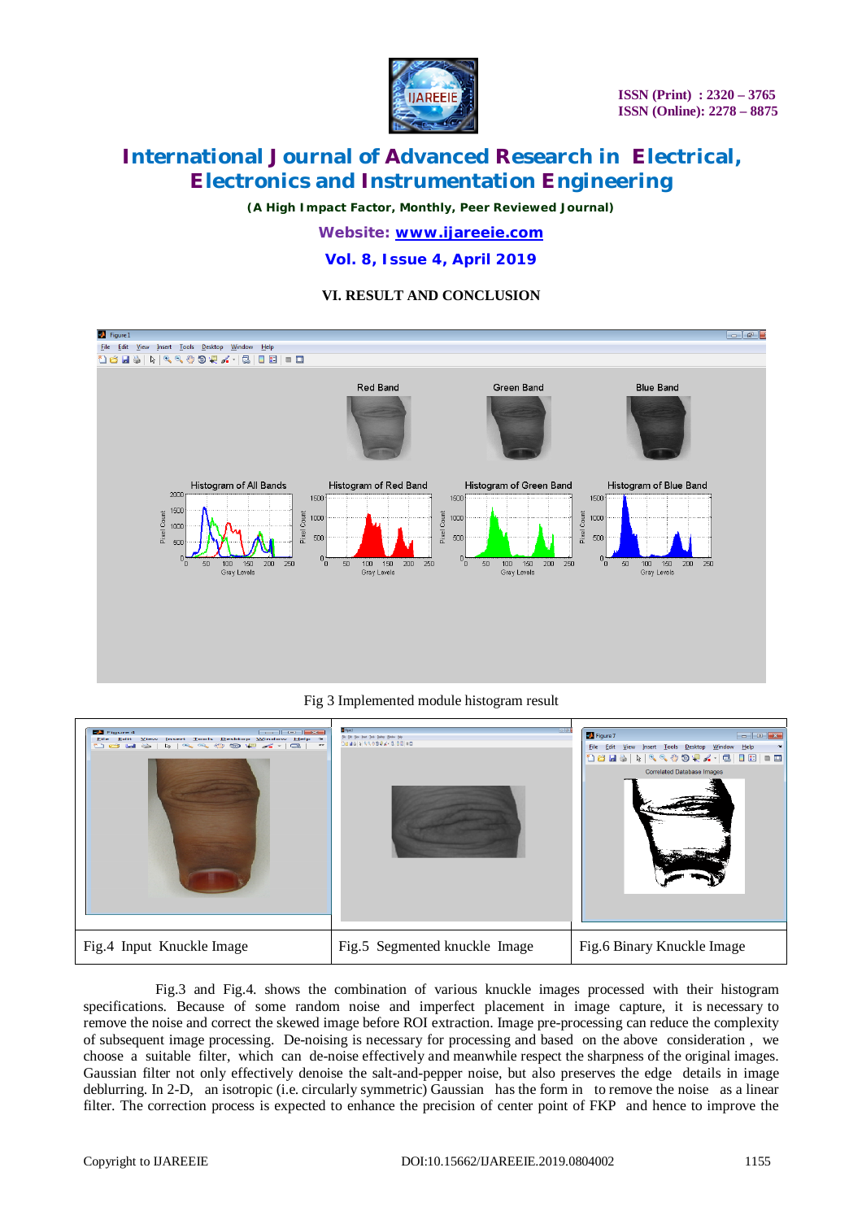## VI. RESULT AND CONCLUSION

Fig 3 Implemented module histogram result

| Fig.4 Input Knuckle Image | Fig.5 Segmented knuckle Image | Fig.6 Binary Knuckle Image |
|---|---|---|

Fig.3 and Fig.4. shows the combination of various knuckle images processed with their histogram specifications. Because of some random noise and imperfect placement in image capture, it is necessary to remove the noise and correct the skewed image before ROI extraction. Image pre-processing can reduce the complexity of subsequent image processing. De-noising is necessary for processing and based on the above consideration, we choose a suitable filter, which can de-noise effectively and meanwhile respect the sharpness of the original images. Gaussian filter not only effectively denoise the salt-and-pepper noise, but also preserves the edge details in image deblurring. In 2-D, an isotropic (i.e. circularly symmetric) Gaussian has the form in to remove the noise as a linear filter. The correction process is expected to enhance the precision of center point of FKP and hence to improve the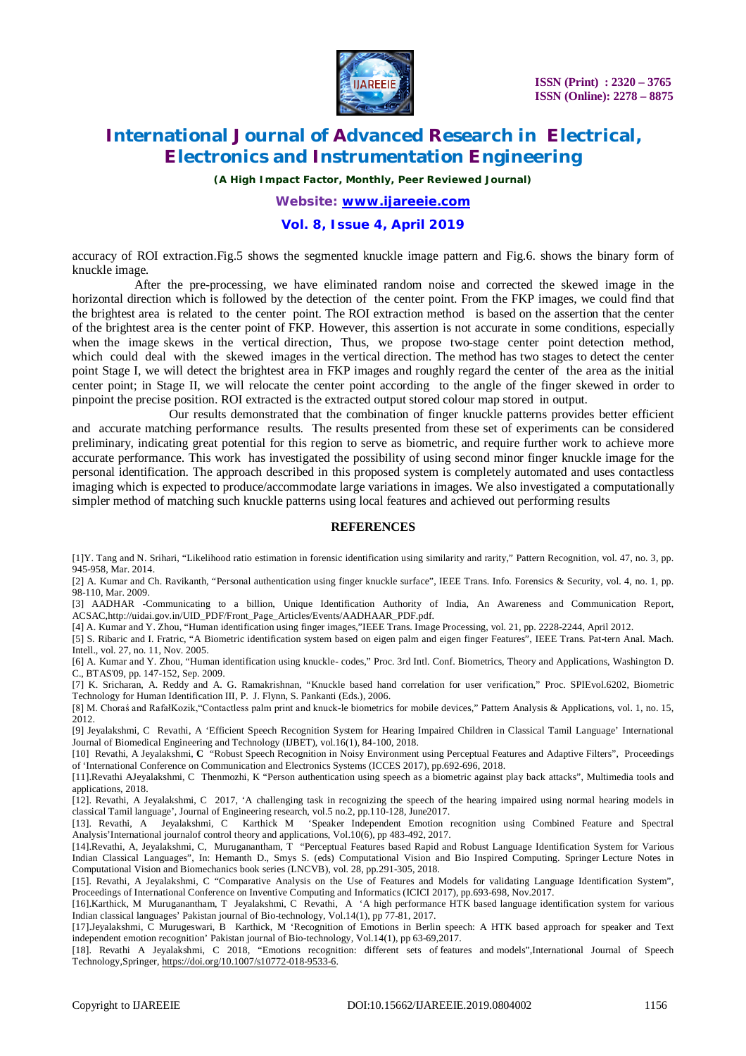accuracy of ROI extraction.Fig.5 shows the segmented knuckle image pattern and Fig.6. shows the binary form of knuckle image.

After the pre-processing, we have eliminated random noise and corrected the skewed image in the horizontal direction which is followed by the detection of the center point. From the FKP images, we could find that the brightest area is related to the center point. The ROI extraction method is based on the assertion that the center of the brightest area is the center point of FKP. However, this assertion is not accurate in some conditions, especially when the image skews in the vertical direction, Thus, we propose two-stage center point detection method, which could deal with the skewed images in the vertical direction. The method has two stages to detect the center point Stage I, we will detect the brightest area in FKP images and roughly regard the center of the area as the initial center point; in Stage II, we will relocate the center point according to the angle of the finger skewed in order to pinpoint the precise position. ROI extracted is the extracted output stored colour map stored in output.

Our results demonstrated that the combination of finger knuckle patterns provides better efficient and accurate matching performance results. The results presented from these set of experiments can be considered preliminary, indicating great potential for this region to serve as biometric, and require further work to achieve more accurate performance. This work has investigated the possibility of using second minor finger knuckle image for the personal identification. The approach described in this proposed system is completely automated and uses contactless imaging which is expected to produce/accommodate large variations in images. We also investigated a computationally simpler method of matching such knuckle patterns using local features and achieved out performing results

## REFERENCES

[1]Y. Tang and N. Srihari, "Likelihood ratio estimation in forensic identification using similarity and rarity," Pattern Recognition, vol. 47, no. 3, pp. 945-958, Mar. 2014.

[2] A. Kumar and Ch. Ravikanth, "Personal authentication using finger knuckle surface", IEEE Trans. Info. Forensics & Security, vol. 4, no. 1, pp. 98-110, Mar. 2009.

[3] AADHAR -Communicating to a billion, Unique Identification Authority of India, An Awareness and Communication Report, ACSAC,http://uidai.gov.in/UID_PDF/Front_Page_Articles/Events/AADHAAR_PDF.pdf.

[4] A. Kumar and Y. Zhou, "Human identification using finger images,"IEEE Trans. Image Processing, vol. 21, pp. 2228-2244, April 2012.

[5] S. Ribaric and I. Fratric, "A Biometric identification system based on eigen palm and eigen finger Features", IEEE Trans. Pat-tern Anal. Mach. Intell., vol. 27, no. 11, Nov. 2005.

[6] A. Kumar and Y. Zhou, "Human identification using knuckle- codes," Proc. 3rd Intl. Conf. Biometrics, Theory and Applications, Washington D. C., BTAS'09, pp. 147-152, Sep. 2009.

[7] K. Sricharan, A. Reddy and A. G. Ramakrishnan, "Knuckle based hand correlation for user verification," Proc. SPIEvol.6202, Biometric Technology for Human Identification III, P. J. Flynn, S. Pankanti (Eds.), 2006.

[8] M. Choraś and RafałKozik,"Contactless palm print and knuck-le biometrics for mobile devices," Pattern Analysis & Applications, vol. 1, no. 15, 2012.

[9] Jeyalakshmi, C Revathi, A 'Efficient Speech Recognition System for Hearing Impaired Children in Classical Tamil Language' International Journal of Biomedical Engineering and Technology (IJBET), vol.16(1), 84-100, 2018.

[10] Revathi, A Jeyalakshmi, **C** "Robust Speech Recognition in Noisy Environment using Perceptual Features and Adaptive Filters", Proceedings of 'International Conference on Communication and Electronics Systems (ICCES 2017), pp.692-696, 2018.

[11].Revathi AJeyalakshmi, C Thenmozhi, K "Person authentication using speech as a biometric against play back attacks", Multimedia tools and applications, 2018.

[12]. Revathi, A Jeyalakshmi, C 2017, 'A challenging task in recognizing the speech of the hearing impaired using normal hearing models in classical Tamil language', Journal of Engineering research, vol.5 no.2, pp.110-128, June2017.

[13]. Revathi, A Jeyalakshmi, C Karthick M 'Speaker Independent Emotion recognition using Combined Feature and Spectral Analysis'International journalof control theory and applications, Vol.10(6), pp 483-492, 2017.

[14].Revathi, A, Jeyalakshmi, C, Muruganantham, T "Perceptual Features based Rapid and Robust Language Identification System for Various Indian Classical Languages", In: Hemanth D., Smys S. (eds) Computational Vision and Bio Inspired Computing. Springer Lecture Notes in Computational Vision and Biomechanics book series (LNCVB), vol. 28, pp.291-305, 2018.

[15]. Revathi, A Jeyalakshmi, C "Comparative Analysis on the Use of Features and Models for validating Language Identification System", Proceedings of International Conference on Inventive Computing and Informatics (ICICI 2017), pp.693-698, Nov.2017.

[16].Karthick, M Muruganantham, T Jeyalakshmi, C Revathi, A 'A high performance HTK based language identification system for various Indian classical languages' Pakistan journal of Bio-technology, Vol.14(1), pp 77-81, 2017.

[17].Jeyalakshmi, C Murugeswari, B Karthick, M 'Recognition of Emotions in Berlin speech: A HTK based approach for speaker and Text independent emotion recognition' Pakistan journal of Bio-technology, Vol.14(1), pp 63-69,2017.

[18]. Revathi A Jeyalakshmi, C 2018, "Emotions recognition: different sets of features and models",International Journal of Speech Technology,Springer, https://doi.org/10.1007/s10772-018-9533-6.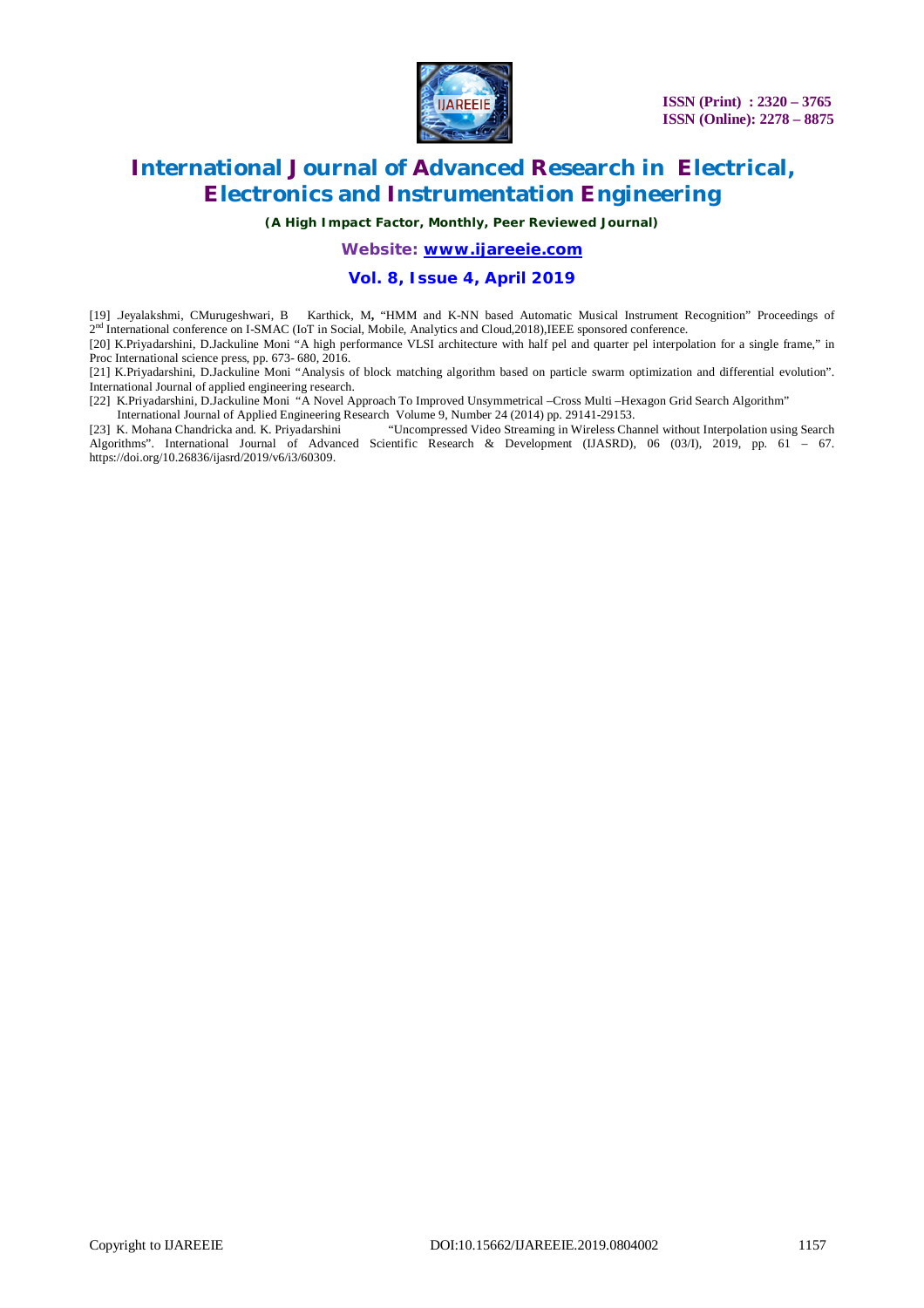[19] .Jeyalakshmi, CMurugeshwari, B Karthick, M**,** "HMM and K-NN based Automatic Musical Instrument Recognition" Proceedings of 2nd International conference on I-SMAC (IoT in Social, Mobile, Analytics and Cloud,2018),IEEE sponsored conference.

[20] K.Priyadarshini, D.Jackuline Moni "A high performance VLSI architecture with half pel and quarter pel interpolation for a single frame," in Proc International science press, pp. 673- 680, 2016.

[21] K.Priyadarshini, D.Jackuline Moni "Analysis of block matching algorithm based on particle swarm optimization and differential evolution". International Journal of applied engineering research.

[22] K.Priyadarshini, D.Jackuline Moni "A Novel Approach To Improved Unsymmetrical –Cross Multi –Hexagon Grid Search Algorithm" International Journal of Applied Engineering Research Volume 9, Number 24 (2014) pp. 29141-29153.

[23] K. Mohana Chandricka and. K. Priyadarshini "Uncompressed Video Streaming in Wireless Channel without Interpolation using Search Algorithms". International Journal of Advanced Scientific Research & Development (IJASRD), 06 (03/I), 2019, pp. 61 – 67. https://doi.org/10.26836/ijasrd/2019/v6/i3/60309.